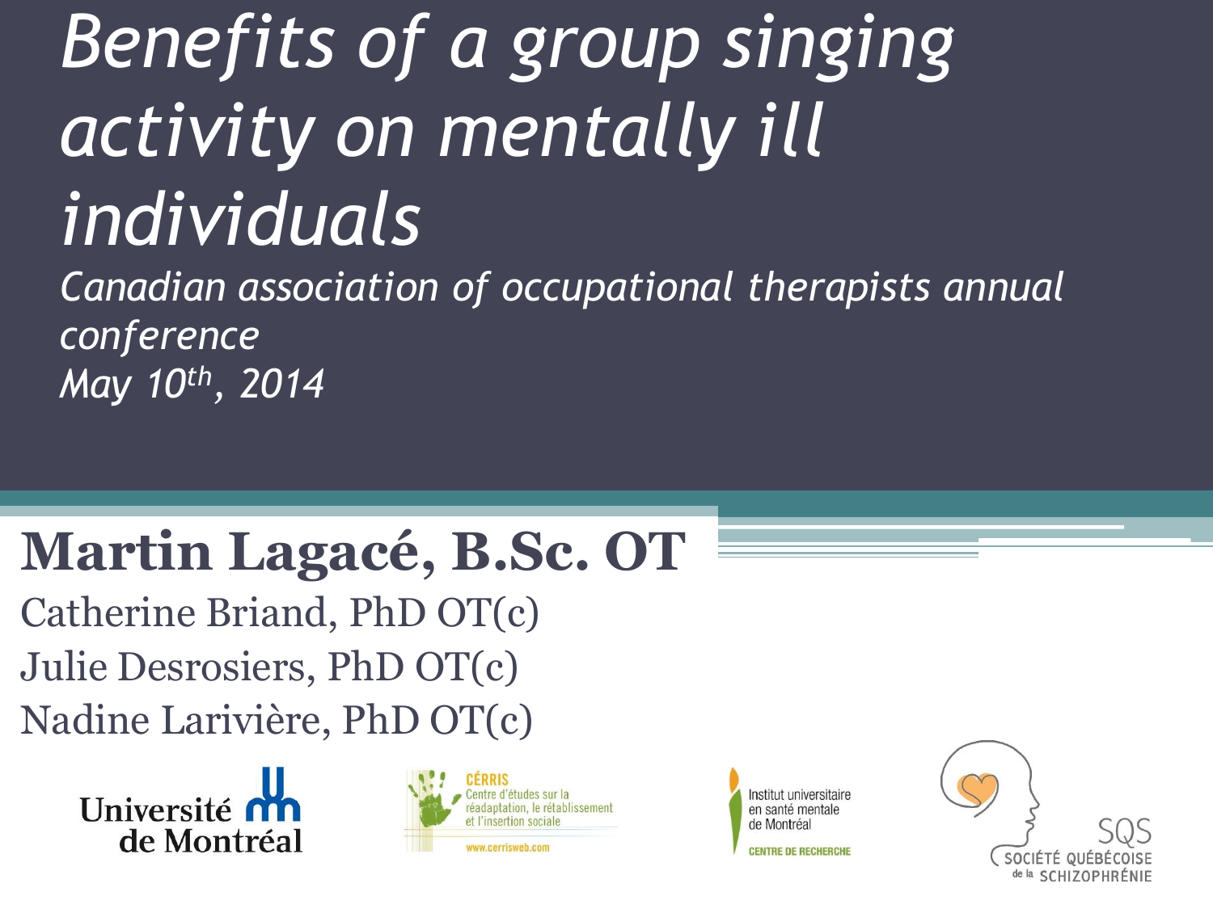# *Benefits of a group singing activity on mentally ill individuals*

*Canadian association of occupational therapists annual conference*

*May 10th, 2014*

**Martin Lagacé, B.Sc. OT**

Catherine Briand, PhD OT(c)

Julie Desrosiers, PhD OT(c)

Nadine Larivière, PhD OT(c)

Université de Montréal

CÉRRIS Centre d'études sur la réadaptation, le rétablissement et l'insertion sociale
www.cerrisweb.com

Institut universitaire en santé mentale de Montréal
CENTRE DE RECHERCHE

SQS Société québécoise de la schizophrénie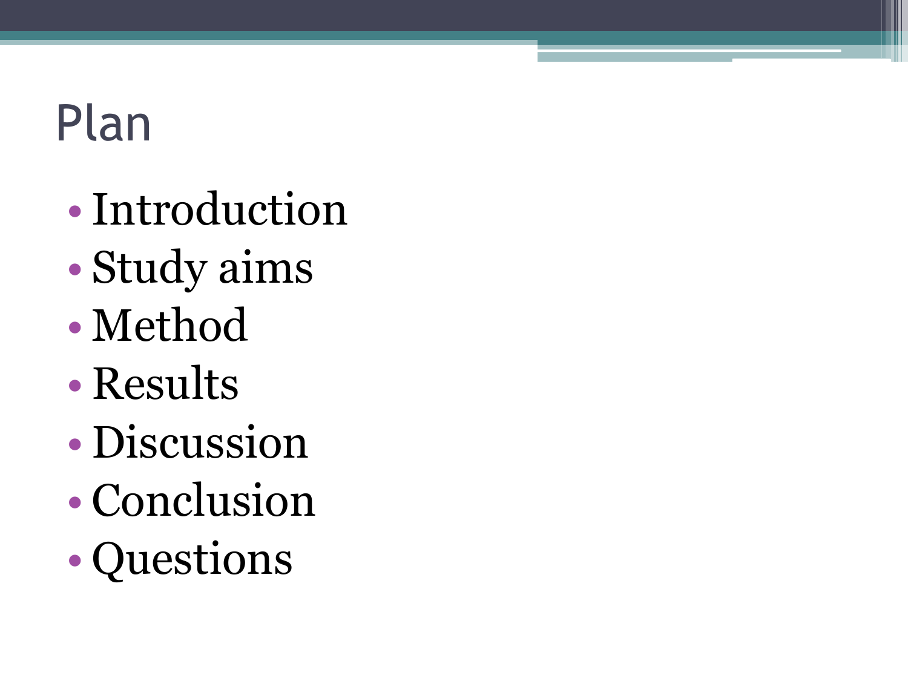# Plan

- Introduction
- Study aims
- Method
- Results
- Discussion
- Conclusion
- Questions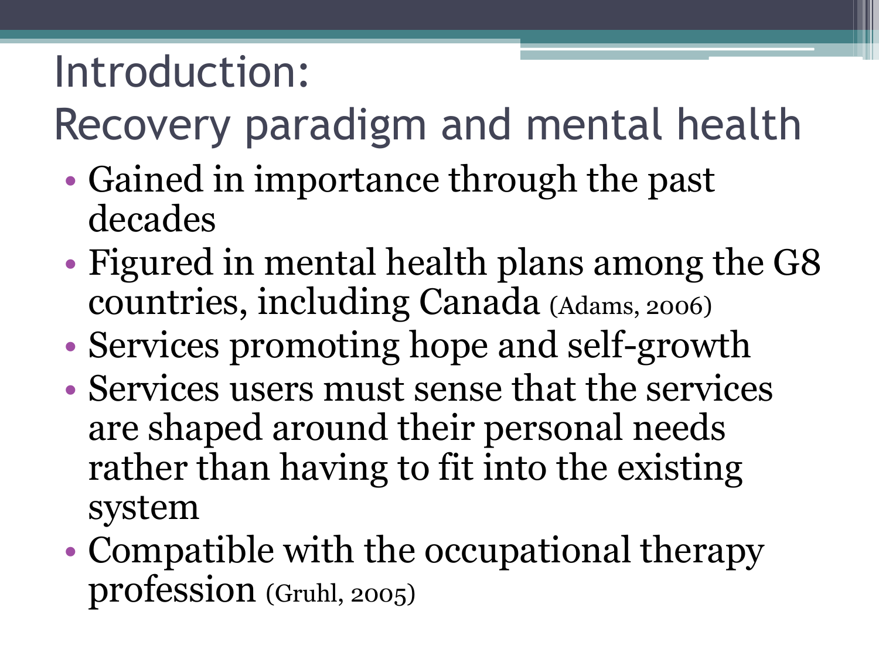# Introduction: Recovery paradigm and mental health

- Gained in importance through the past decades
- Figured in mental health plans among the G8 countries, including Canada (Adams, 2006)
- Services promoting hope and self-growth
- Services users must sense that the services are shaped around their personal needs rather than having to fit into the existing system
- Compatible with the occupational therapy profession (Gruhl, 2005)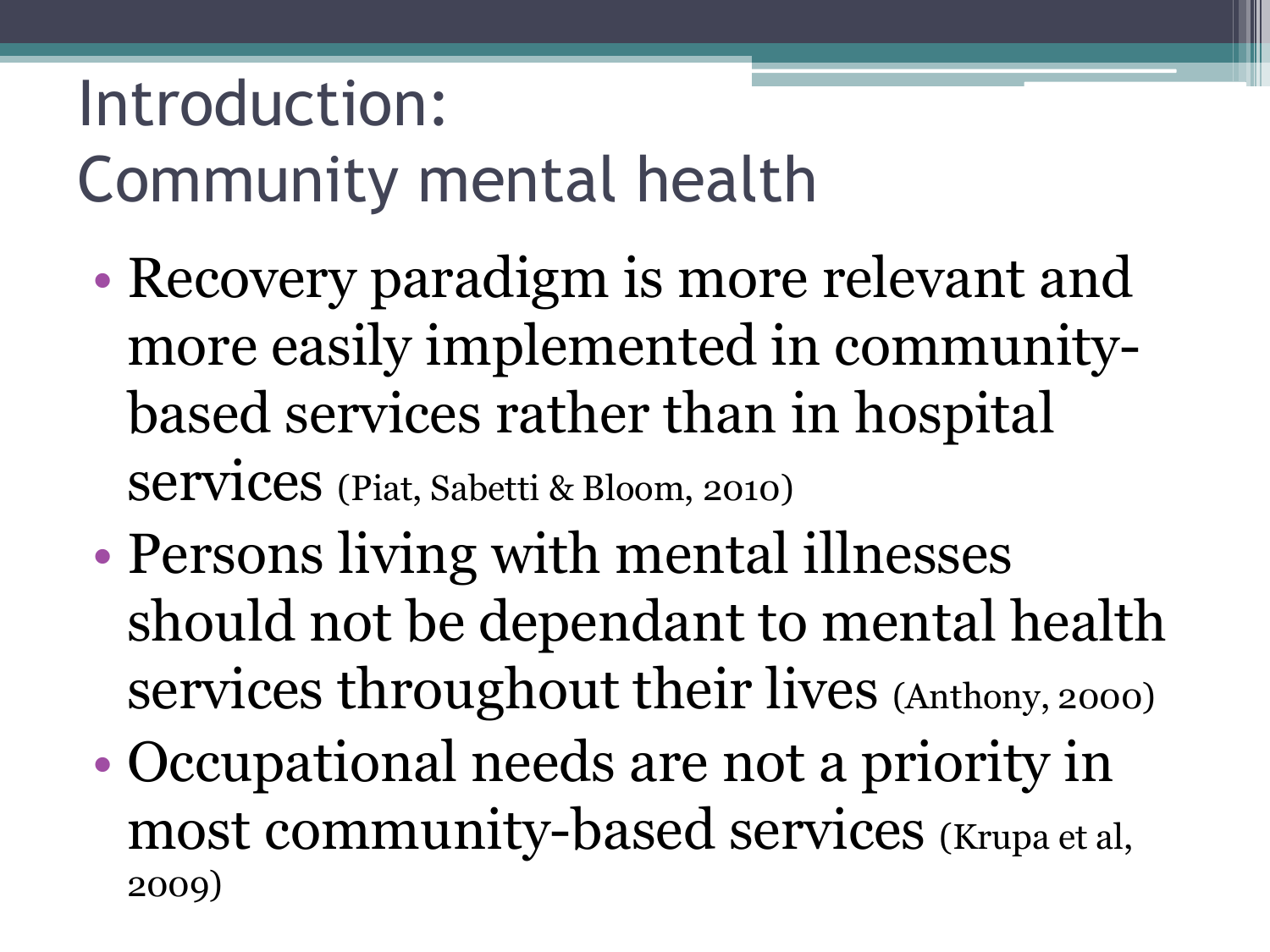# Introduction: Community mental health

- Recovery paradigm is more relevant and more easily implemented in community-based services rather than in hospital services (Piat, Sabetti & Bloom, 2010)
- Persons living with mental illnesses should not be dependant to mental health services throughout their lives (Anthony, 2000)
- Occupational needs are not a priority in most community-based services (Krupa et al, 2009)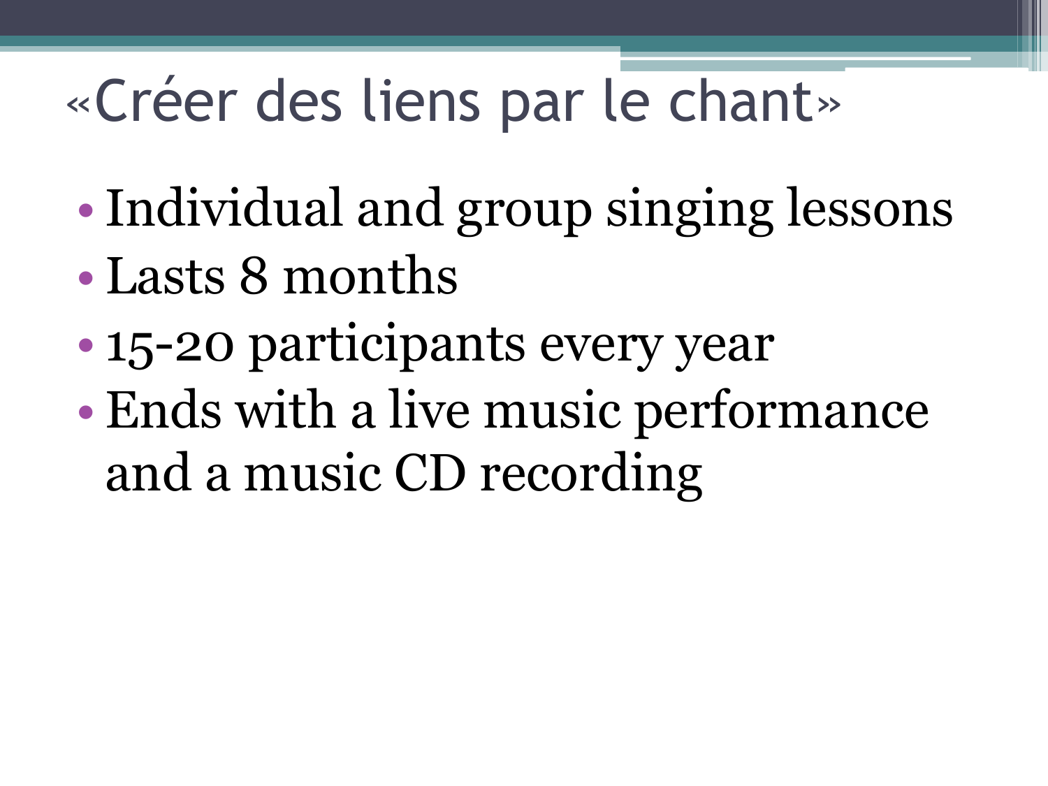# «Créer des liens par le chant»

- Individual and group singing lessons
- Lasts 8 months
- 15-20 participants every year
- Ends with a live music performance and a music CD recording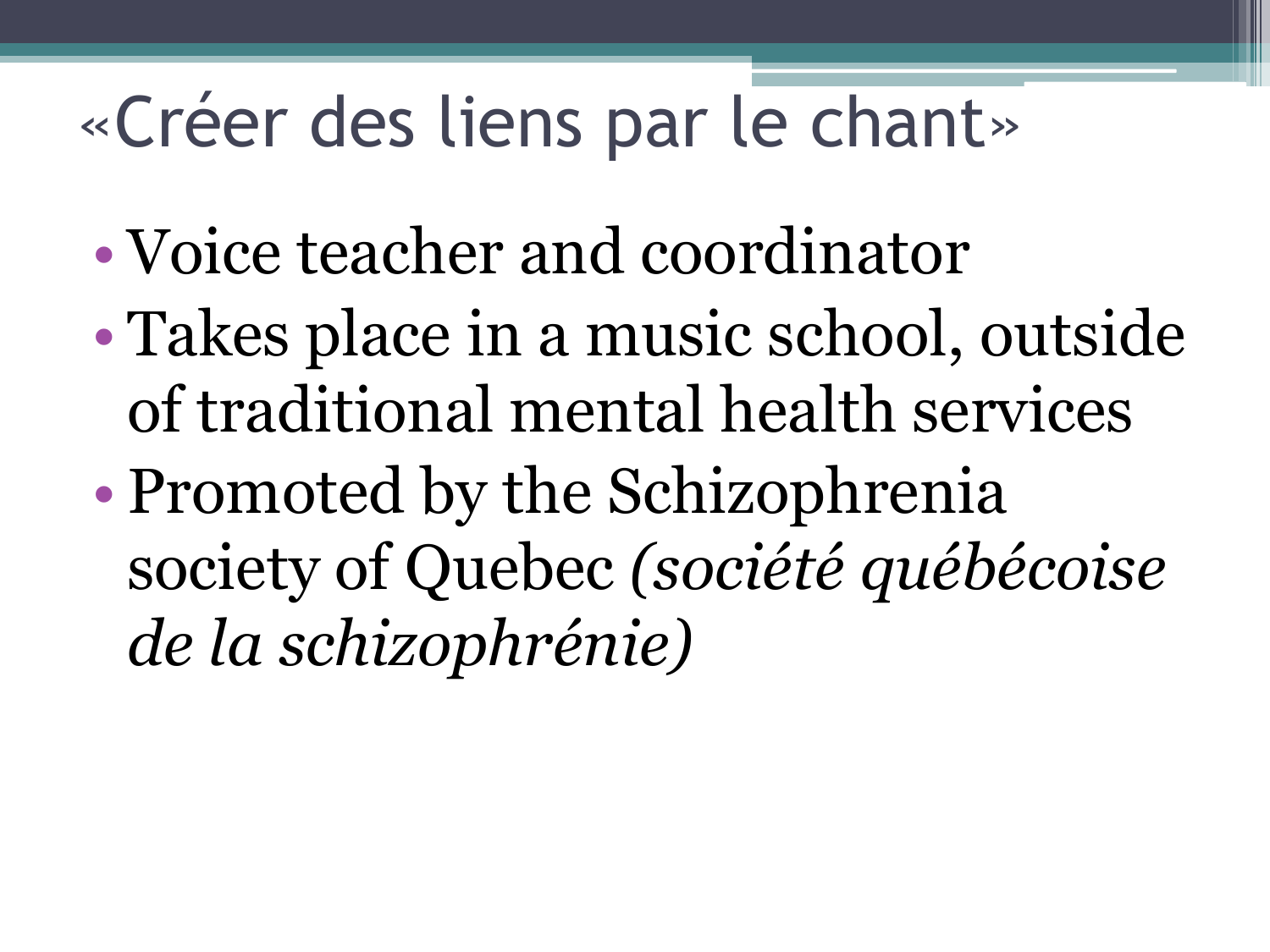# «Créer des liens par le chant»

- Voice teacher and coordinator
- Takes place in a music school, outside of traditional mental health services
- Promoted by the Schizophrenia society of Quebec *(société québécoise de la schizophrénie)*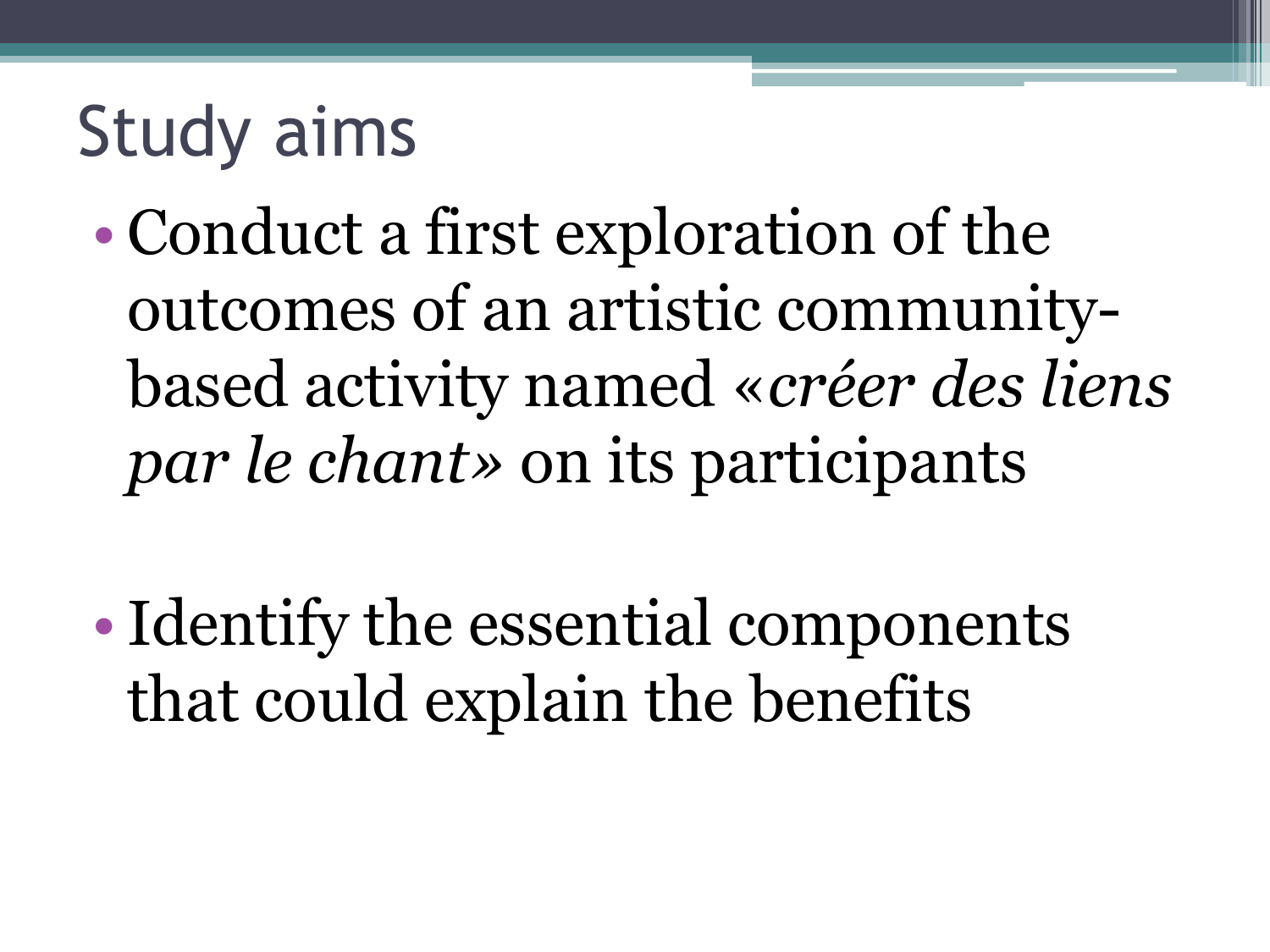# Study aims

- Conduct a first exploration of the outcomes of an artistic community-based activity named «*créer des liens par le chant*» on its participants

- Identify the essential components that could explain the benefits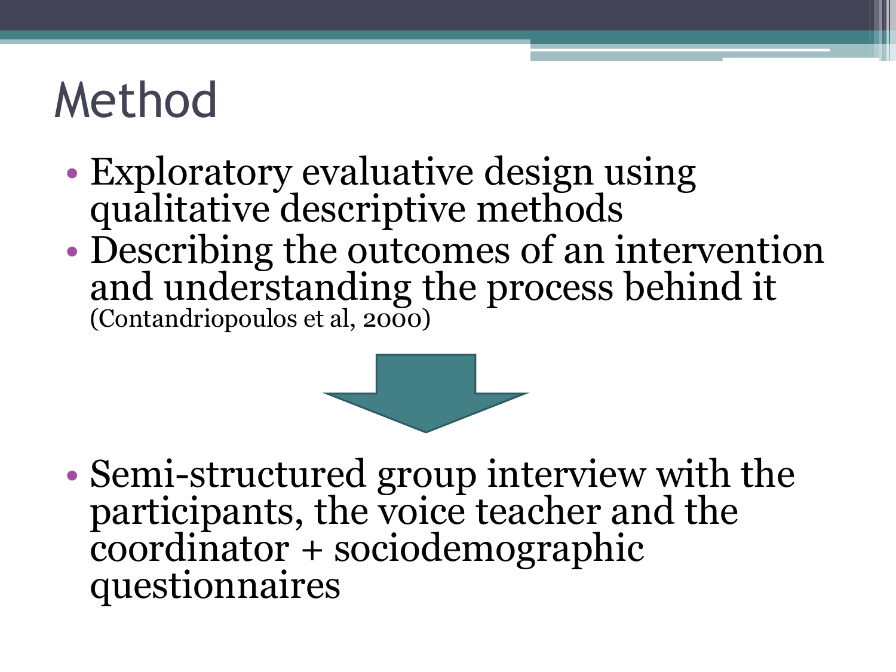# Method

- Exploratory evaluative design using qualitative descriptive methods
- Describing the outcomes of an intervention and understanding the process behind it (Contandriopoulos et al, 2000)

- Semi-structured group interview with the participants, the voice teacher and the coordinator + sociodemographic questionnaires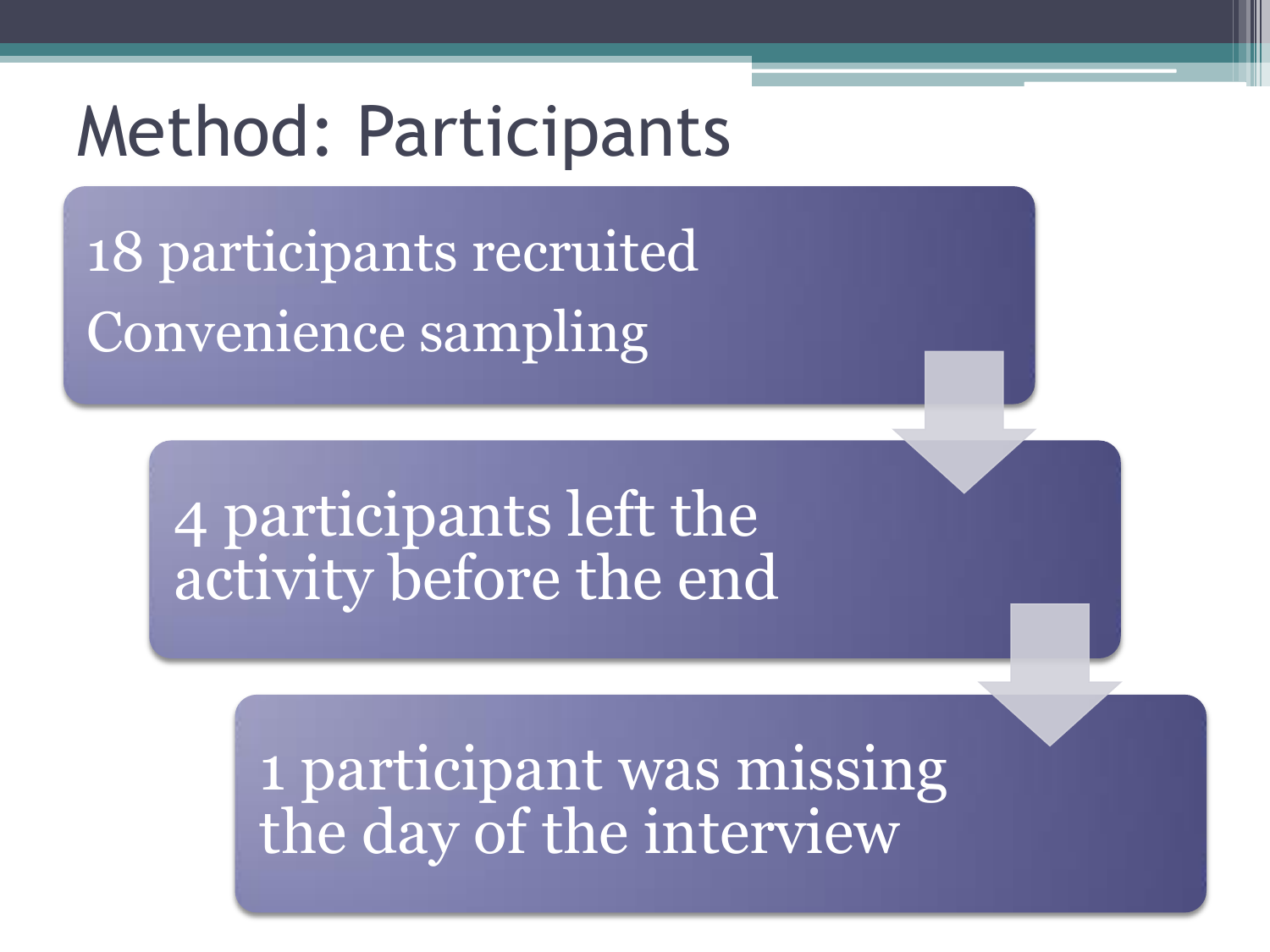# Method: Participants

18 participants recruited

Convenience sampling

4 participants left the activity before the end

1 participant was missing the day of the interview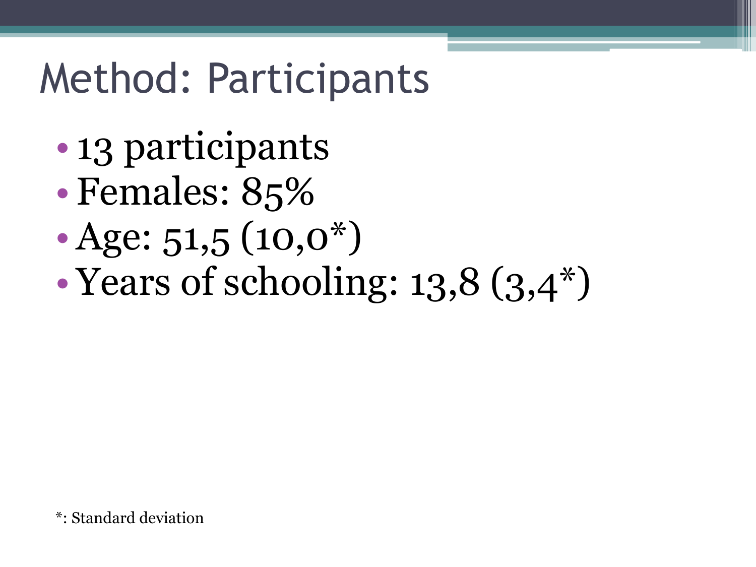# Method: Participants

- 13 participants
- Females: 85%
- Age: 51,5 (10,0*)
- Years of schooling: 13,8 (3,4*)

*: Standard deviation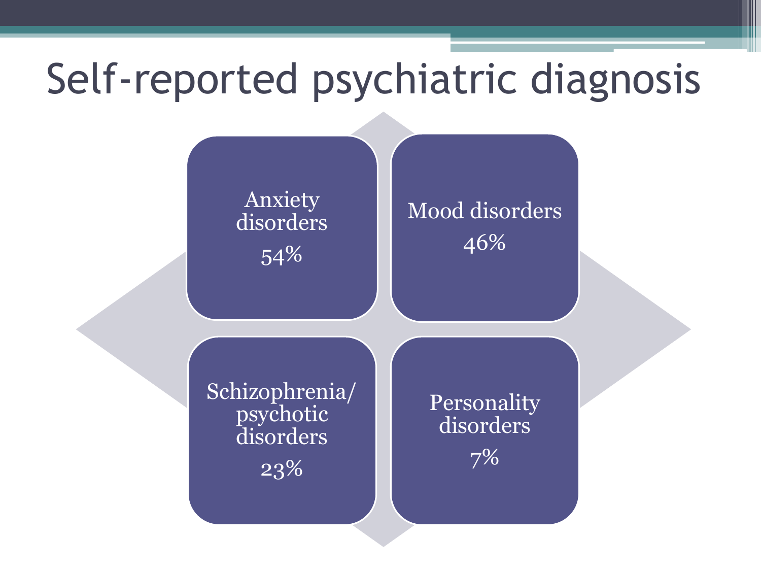# Self-reported psychiatric diagnosis

- Anxiety disorders 54%
- Mood disorders 46%
- Schizophrenia/psychotic disorders 23%
- Personality disorders 7%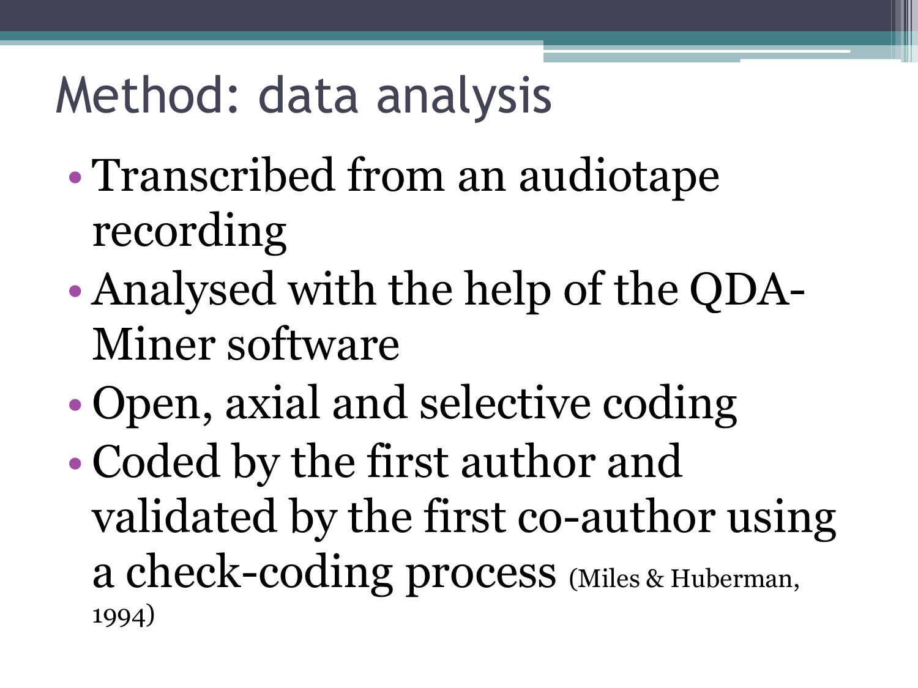# Method: data analysis

- Transcribed from an audiotape recording
- Analysed with the help of the QDA-Miner software
- Open, axial and selective coding
- Coded by the first author and validated by the first co-author using a check-coding process (Miles & Huberman, 1994)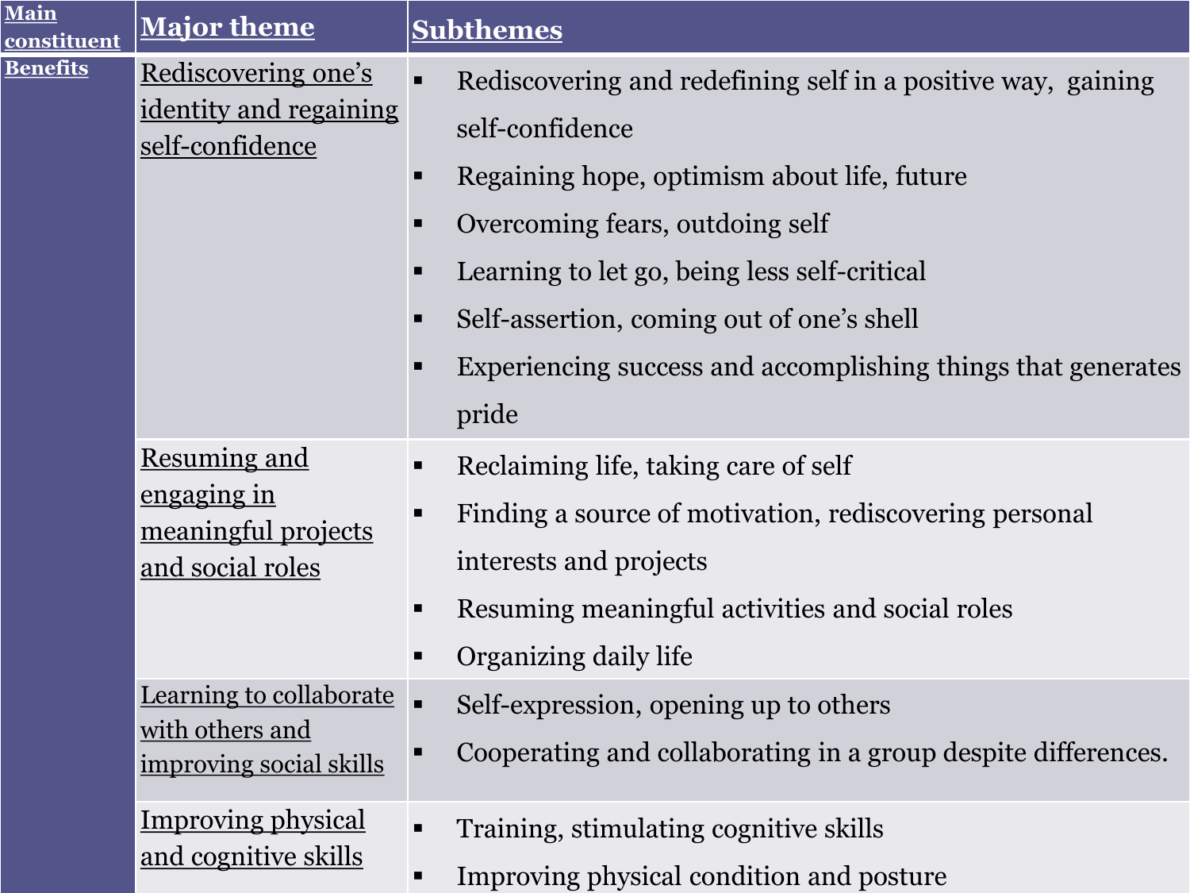| Main constituent | Major theme | Subthemes |
| --- | --- | --- |
| Benefits | Rediscovering one's identity and regaining self-confidence | ▪ Rediscovering and redefining self in a positive way, gaining self-confidence<br>▪ Regaining hope, optimism about life, future<br>▪ Overcoming fears, outdoing self<br>▪ Learning to let go, being less self-critical<br>▪ Self-assertion, coming out of one's shell<br>▪ Experiencing success and accomplishing things that generates pride |
| | Resuming and engaging in meaningful projects and social roles | ▪ Reclaiming life, taking care of self<br>▪ Finding a source of motivation, rediscovering personal interests and projects<br>▪ Resuming meaningful activities and social roles<br>▪ Organizing daily life |
| | Learning to collaborate with others and improving social skills | ▪ Self-expression, opening up to others<br>▪ Cooperating and collaborating in a group despite differences. |
| | Improving physical and cognitive skills | ▪ Training, stimulating cognitive skills<br>▪ Improving physical condition and posture |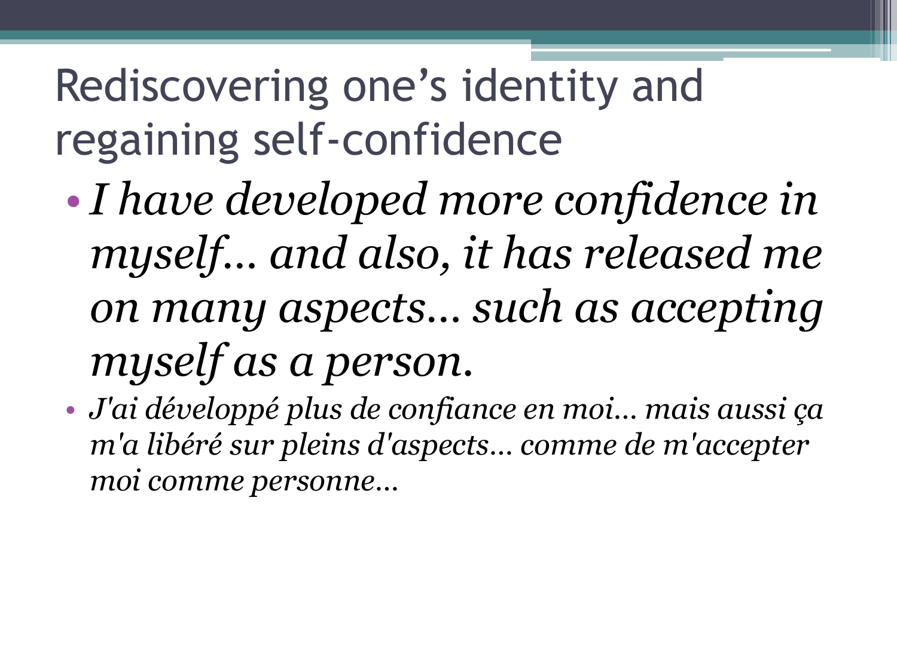# Rediscovering one's identity and regaining self-confidence

- *I have developed more confidence in myself… and also, it has released me on many aspects… such as accepting myself as a person.*
- *J'ai développé plus de confiance en moi… mais aussi ça m'a libéré sur pleins d'aspects… comme de m'accepter moi comme personne…*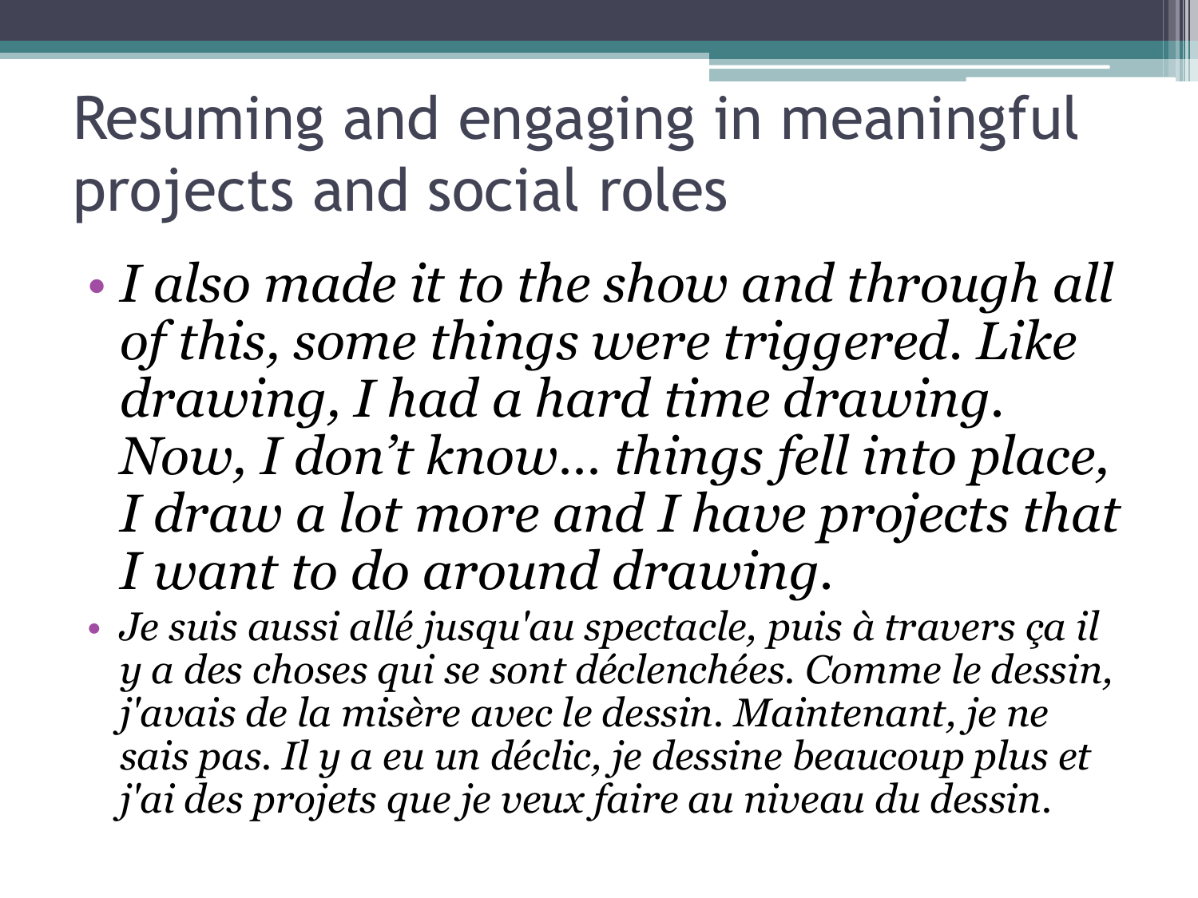# Resuming and engaging in meaningful projects and social roles

- *I also made it to the show and through all of this, some things were triggered. Like drawing, I had a hard time drawing. Now, I don't know… things fell into place, I draw a lot more and I have projects that I want to do around drawing.*
- *Je suis aussi allé jusqu'au spectacle, puis à travers ça il y a des choses qui se sont déclenchées. Comme le dessin, j'avais de la misère avec le dessin. Maintenant, je ne sais pas. Il y a eu un déclic, je dessine beaucoup plus et j'ai des projets que je veux faire au niveau du dessin.*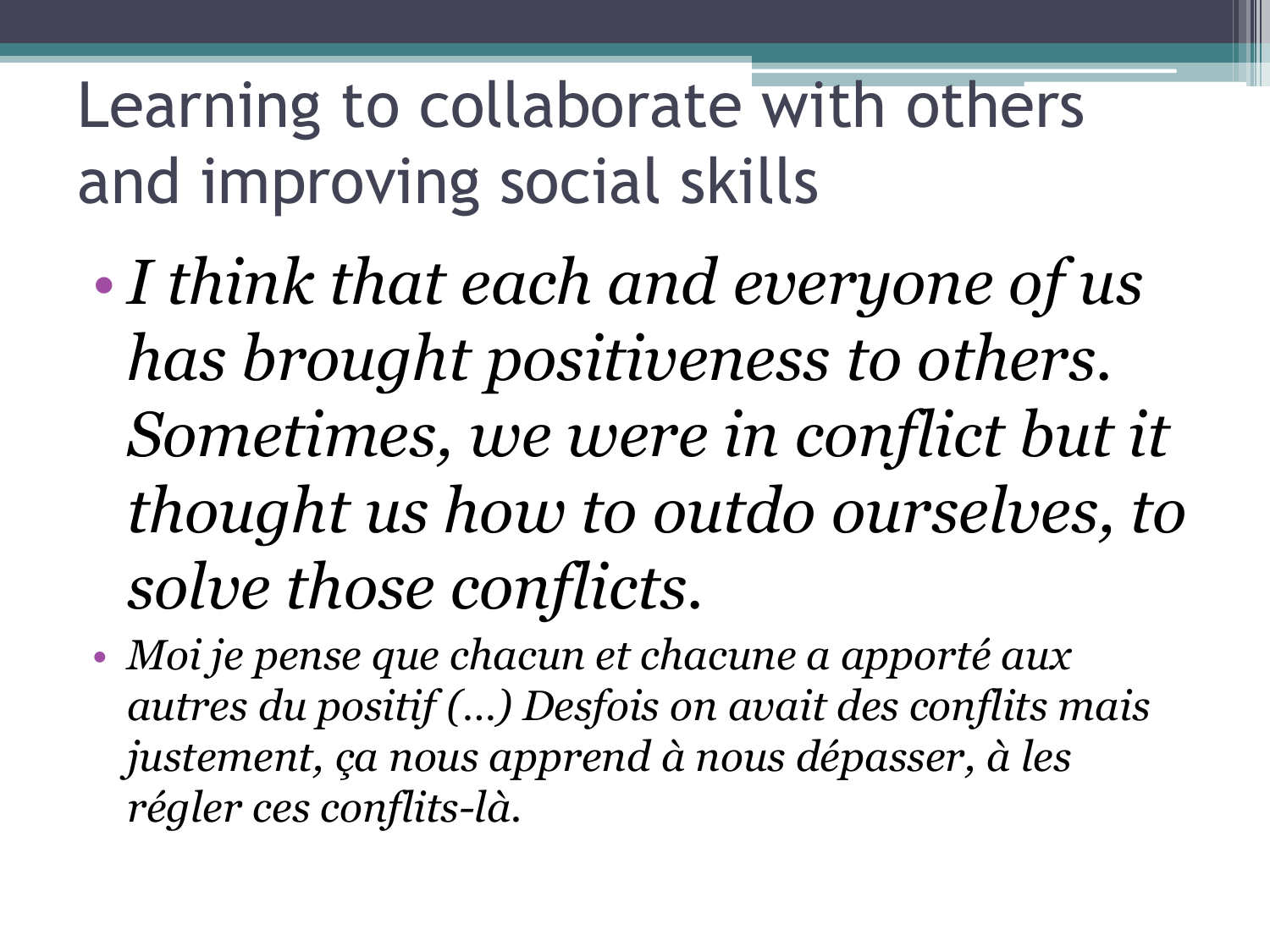# Learning to collaborate with others and improving social skills

- *I think that each and everyone of us has brought positiveness to others. Sometimes, we were in conflict but it thought us how to outdo ourselves, to solve those conflicts.*
- *Moi je pense que chacun et chacune a apporté aux autres du positif (…) Desfois on avait des conflits mais justement, ça nous apprend à nous dépasser, à les régler ces conflits-là.*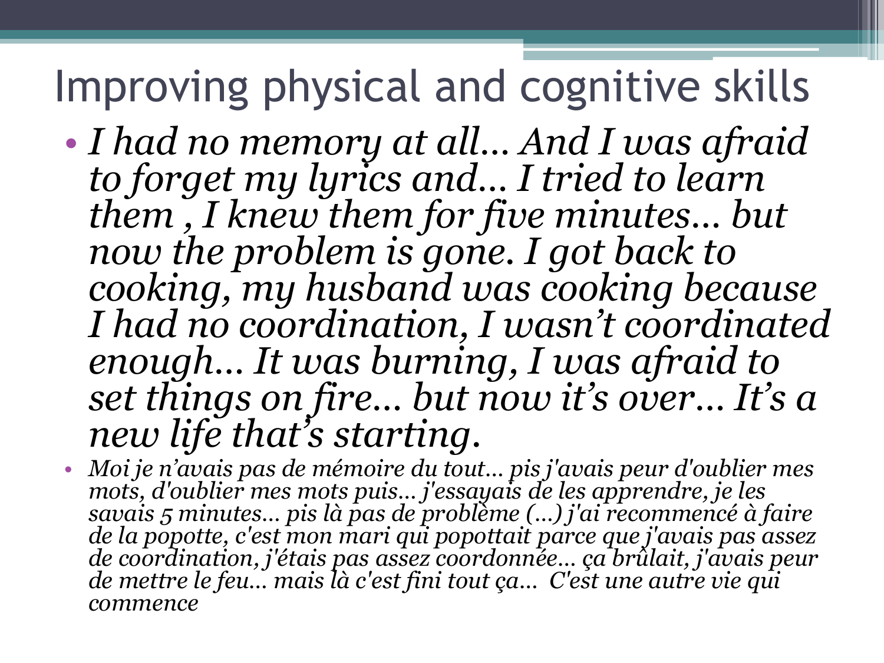# Improving physical and cognitive skills

- *I had no memory at all… And I was afraid to forget my lyrics and… I tried to learn them , I knew them for five minutes… but now the problem is gone. I got back to cooking, my husband was cooking because I had no coordination, I wasn't coordinated enough… It was burning, I was afraid to set things on fire… but now it's over… It's a new life that's starting.*
- *Moi je n'avais pas de mémoire du tout… pis j'avais peur d'oublier mes mots, d'oublier mes mots puis… j'essayais de les apprendre, je les savais 5 minutes… pis là pas de problème (…) j'ai recommencé à faire de la popotte, c'est mon mari qui popottait parce que j'avais pas assez de coordination, j'étais pas assez coordonnée… ça brûlait, j'avais peur de mettre le feu… mais là c'est fini tout ça… C'est une autre vie qui commence*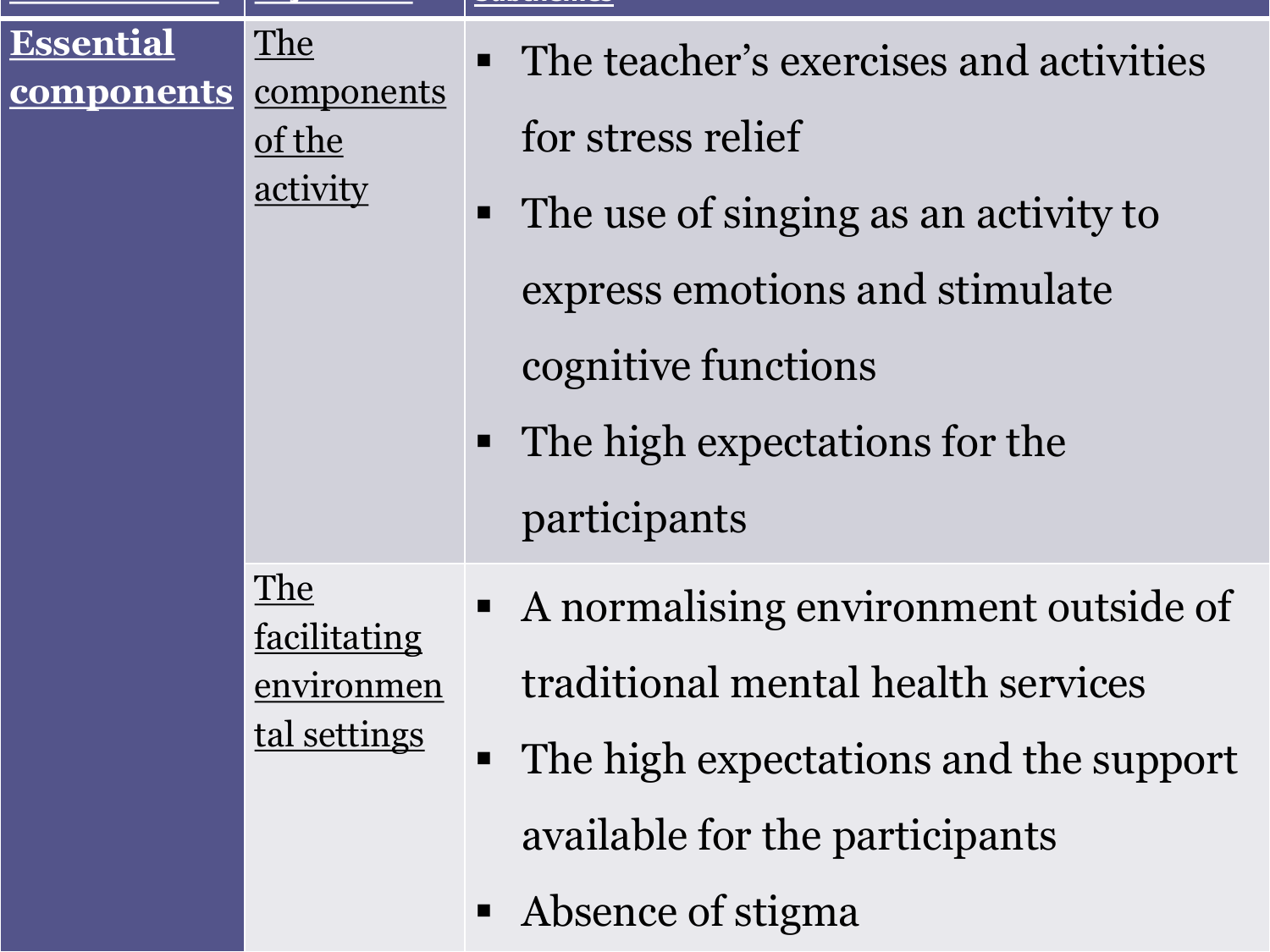| | | |
|---|---|---|
| **Essential components** | The components of the activity | ▪ The teacher's exercises and activities for stress relief<br>▪ The use of singing as an activity to express emotions and stimulate cognitive functions<br>▪ The high expectations for the participants |
| | The facilitating environmental settings | ▪ A normalising environment outside of traditional mental health services<br>▪ The high expectations and the support available for the participants<br>▪ Absence of stigma |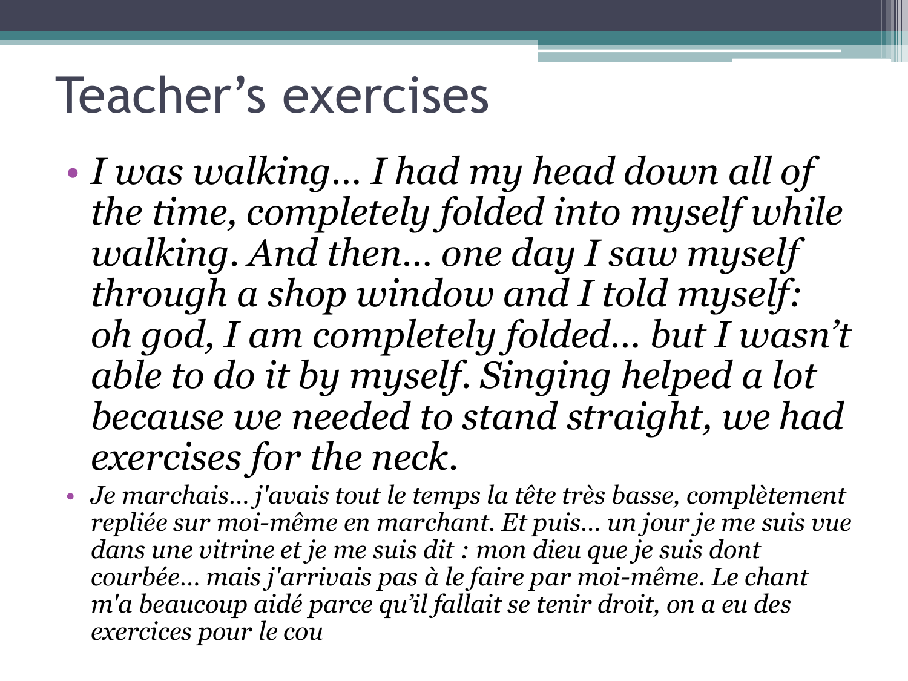# Teacher's exercises

- *I was walking… I had my head down all of the time, completely folded into myself while walking. And then… one day I saw myself through a shop window and I told myself: oh god, I am completely folded… but I wasn't able to do it by myself. Singing helped a lot because we needed to stand straight, we had exercises for the neck.*
- *Je marchais… j'avais tout le temps la tête très basse, complètement repliée sur moi-même en marchant. Et puis… un jour je me suis vue dans une vitrine et je me suis dit : mon dieu que je suis dont courbée… mais j'arrivais pas à le faire par moi-même. Le chant m'a beaucoup aidé parce qu'il fallait se tenir droit, on a eu des exercices pour le cou*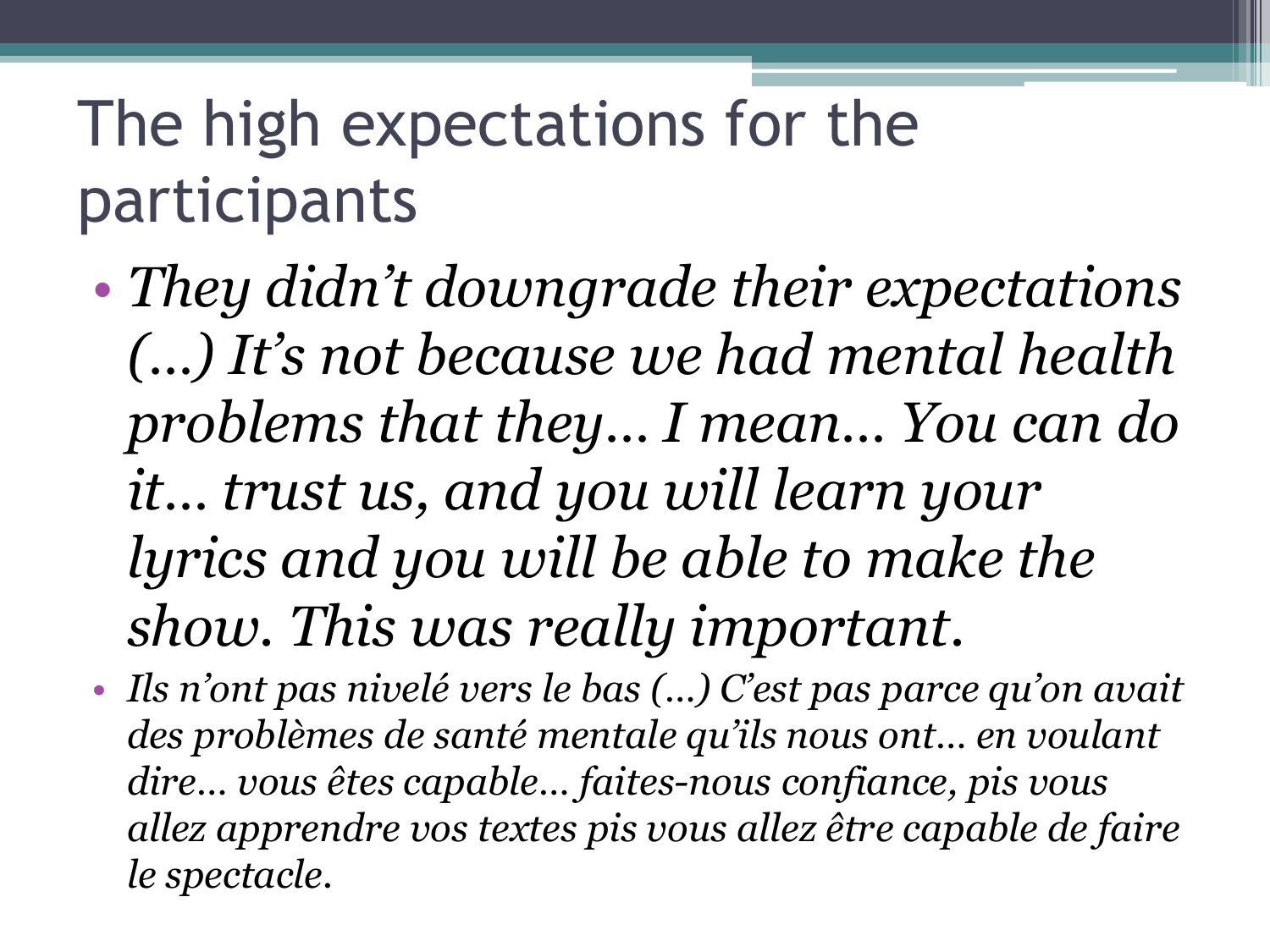# The high expectations for the participants

- *They didn't downgrade their expectations (…) It's not because we had mental health problems that they… I mean… You can do it… trust us, and you will learn your lyrics and you will be able to make the show. This was really important*.
- *Ils n'ont pas nivelé vers le bas (…) C'est pas parce qu'on avait des problèmes de santé mentale qu'ils nous ont… en voulant dire… vous êtes capable… faites-nous confiance, pis vous allez apprendre vos textes pis vous allez être capable de faire le spectacle.*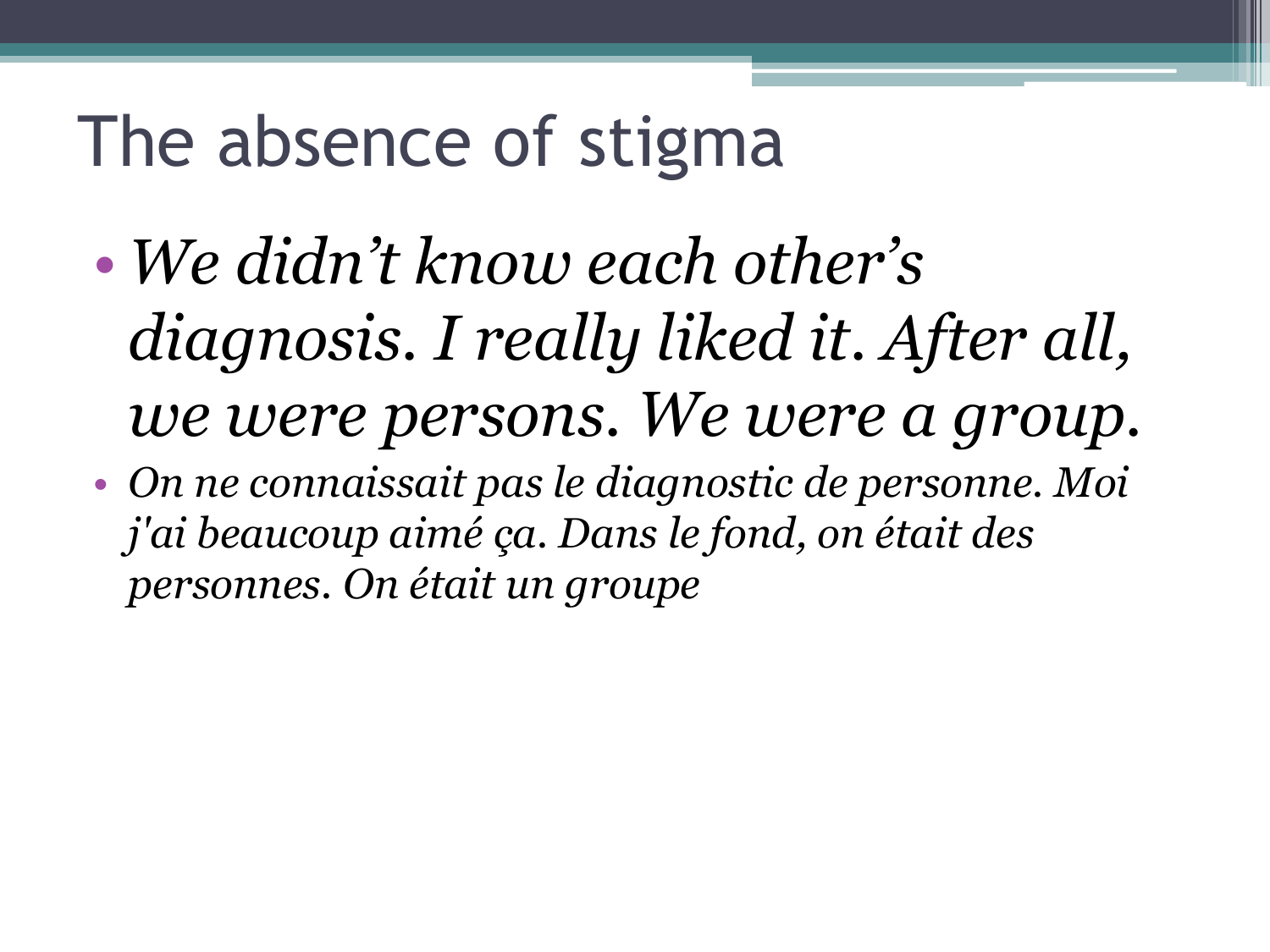# The absence of stigma

- *We didn't know each other's diagnosis. I really liked it. After all, we were persons. We were a group.*
- *On ne connaissait pas le diagnostic de personne. Moi j'ai beaucoup aimé ça. Dans le fond, on était des personnes. On était un groupe*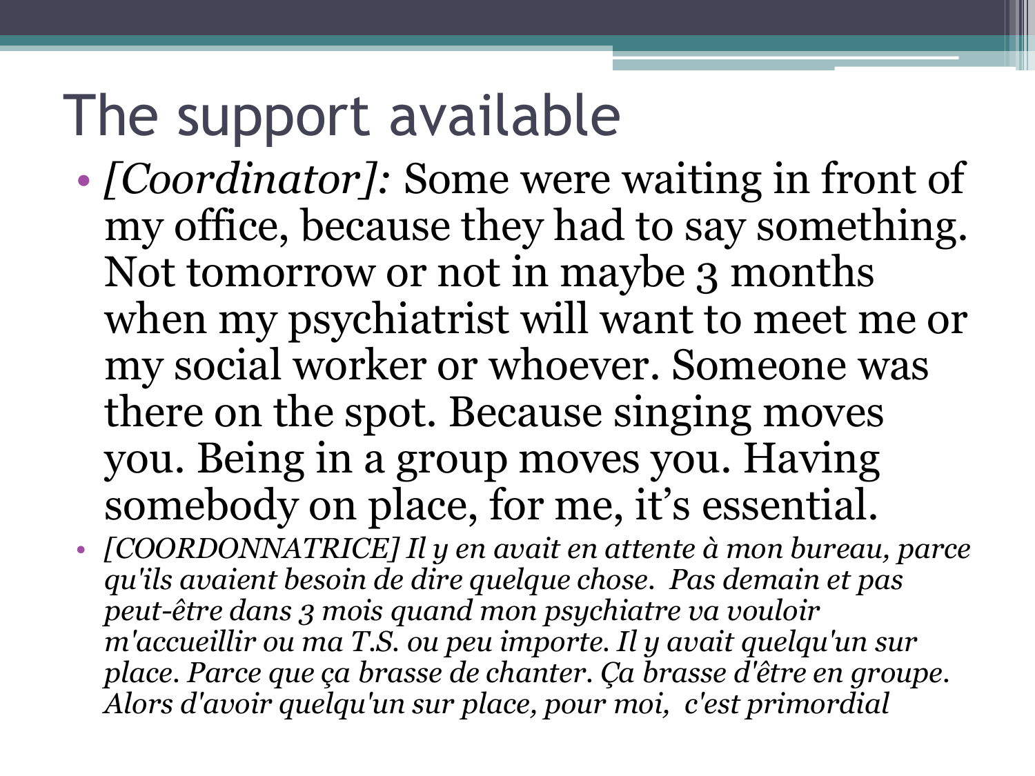# The support available

- *[Coordinator]:* Some were waiting in front of my office, because they had to say something. Not tomorrow or not in maybe 3 months when my psychiatrist will want to meet me or my social worker or whoever. Someone was there on the spot. Because singing moves you. Being in a group moves you. Having somebody on place, for me, it's essential.
- *[COORDONNATRICE] Il y en avait en attente à mon bureau, parce qu'ils avaient besoin de dire quelque chose. Pas demain et pas peut-être dans 3 mois quand mon psychiatre va vouloir m'accueillir ou ma T.S. ou peu importe. Il y avait quelqu'un sur place. Parce que ça brasse de chanter. Ça brasse d'être en groupe. Alors d'avoir quelqu'un sur place, pour moi, c'est primordial*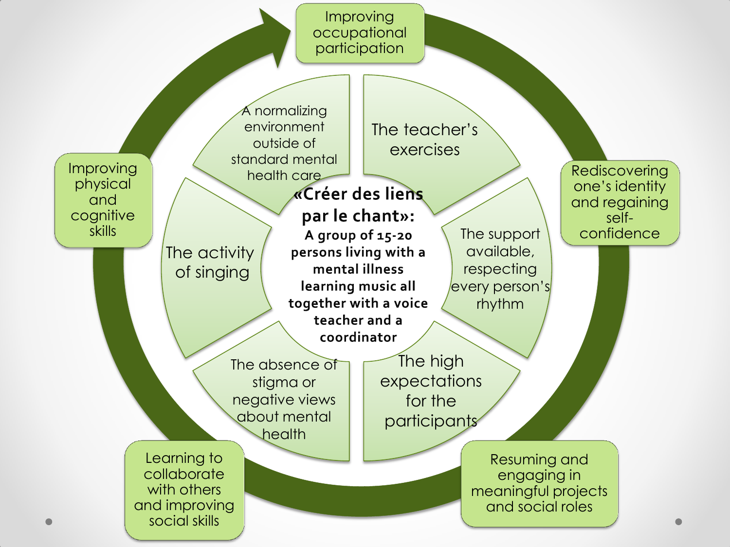**«Créer des liens par le chant»: A group of 15-20 persons living with a mental illness learning music all together with a voice teacher and a coordinator**

- A normalizing environment outside of standard mental health care
- The teacher's exercises
- The support available, respecting every person's rhythm
- The high expectations for the participants
- The absence of stigma or negative views about mental health
- The activity of singing

Outcomes:

- Improving occupational participation
- Rediscovering one's identity and regaining self-confidence
- Resuming and engaging in meaningful projects and social roles
- Learning to collaborate with others and improving social skills
- Improving physical and cognitive skills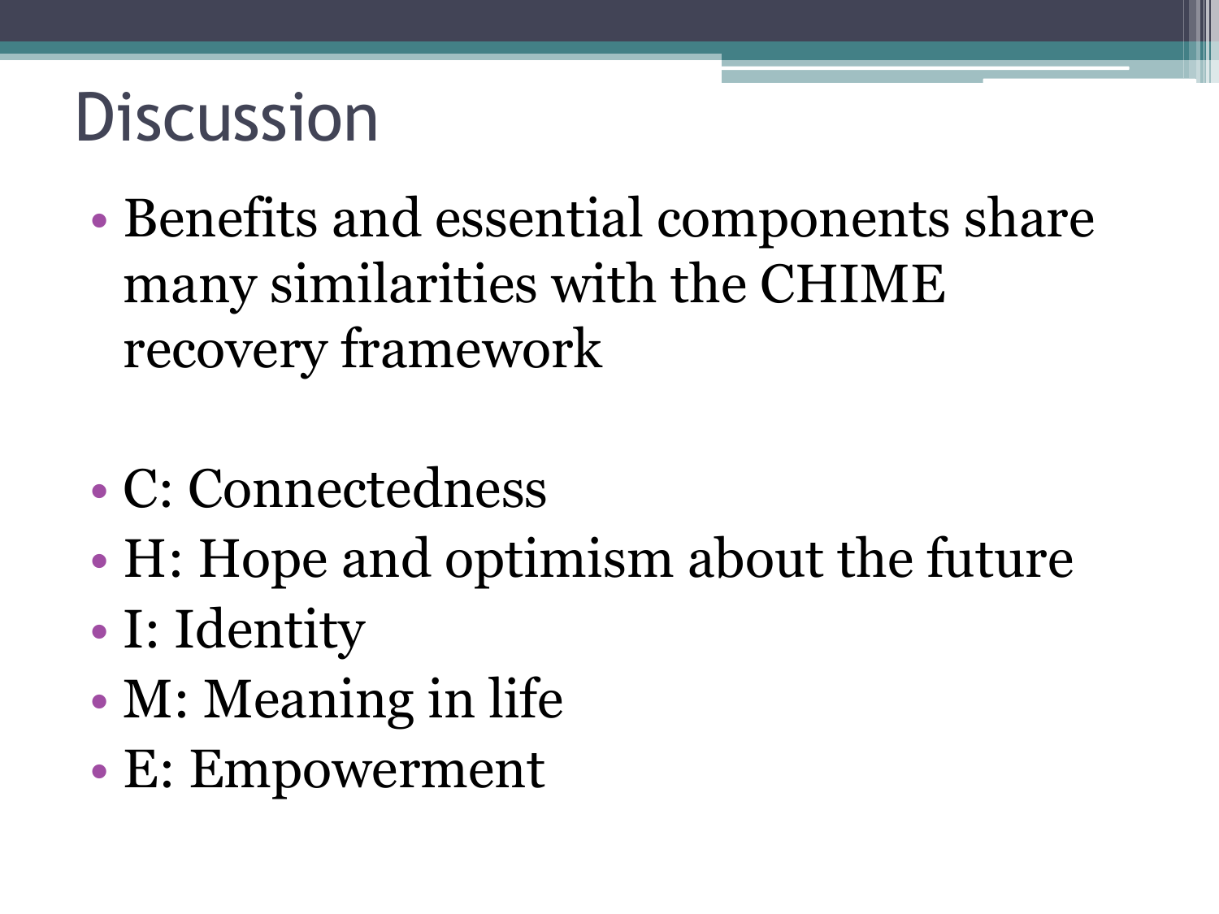# Discussion

- Benefits and essential components share many similarities with the CHIME recovery framework

- C: Connectedness
- H: Hope and optimism about the future
- I: Identity
- M: Meaning in life
- E: Empowerment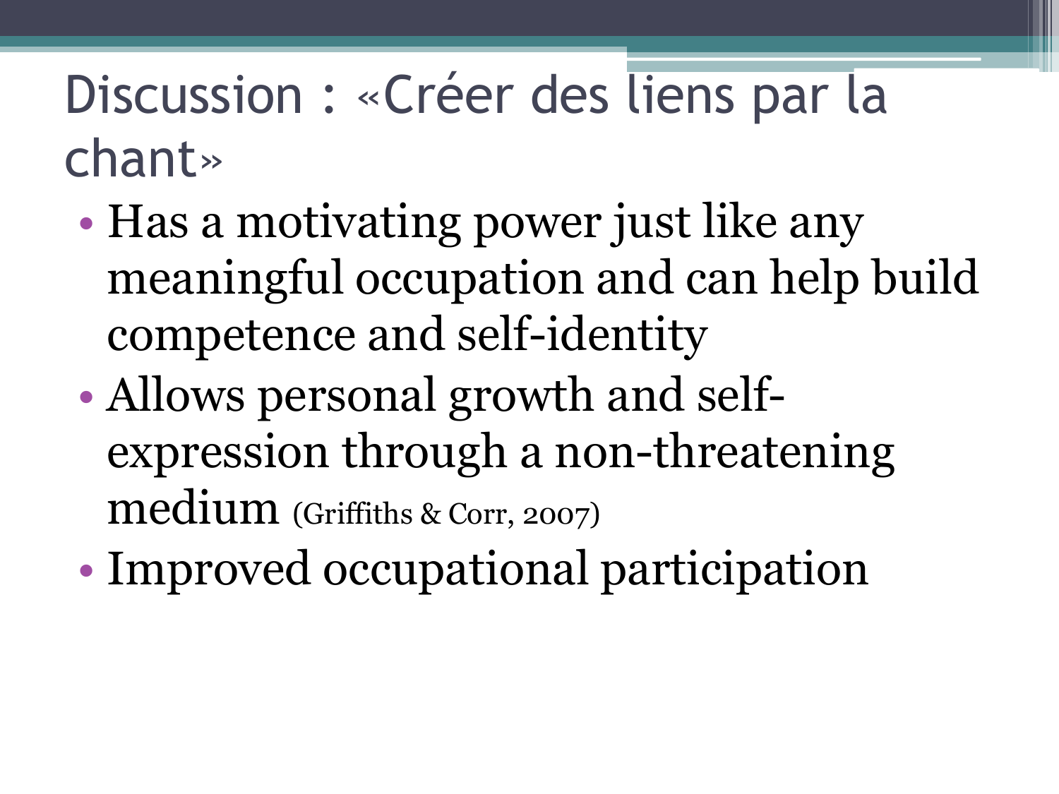# Discussion : «Créer des liens par la chant»

- Has a motivating power just like any meaningful occupation and can help build competence and self-identity
- Allows personal growth and self-expression through a non-threatening medium (Griffiths & Corr, 2007)
- Improved occupational participation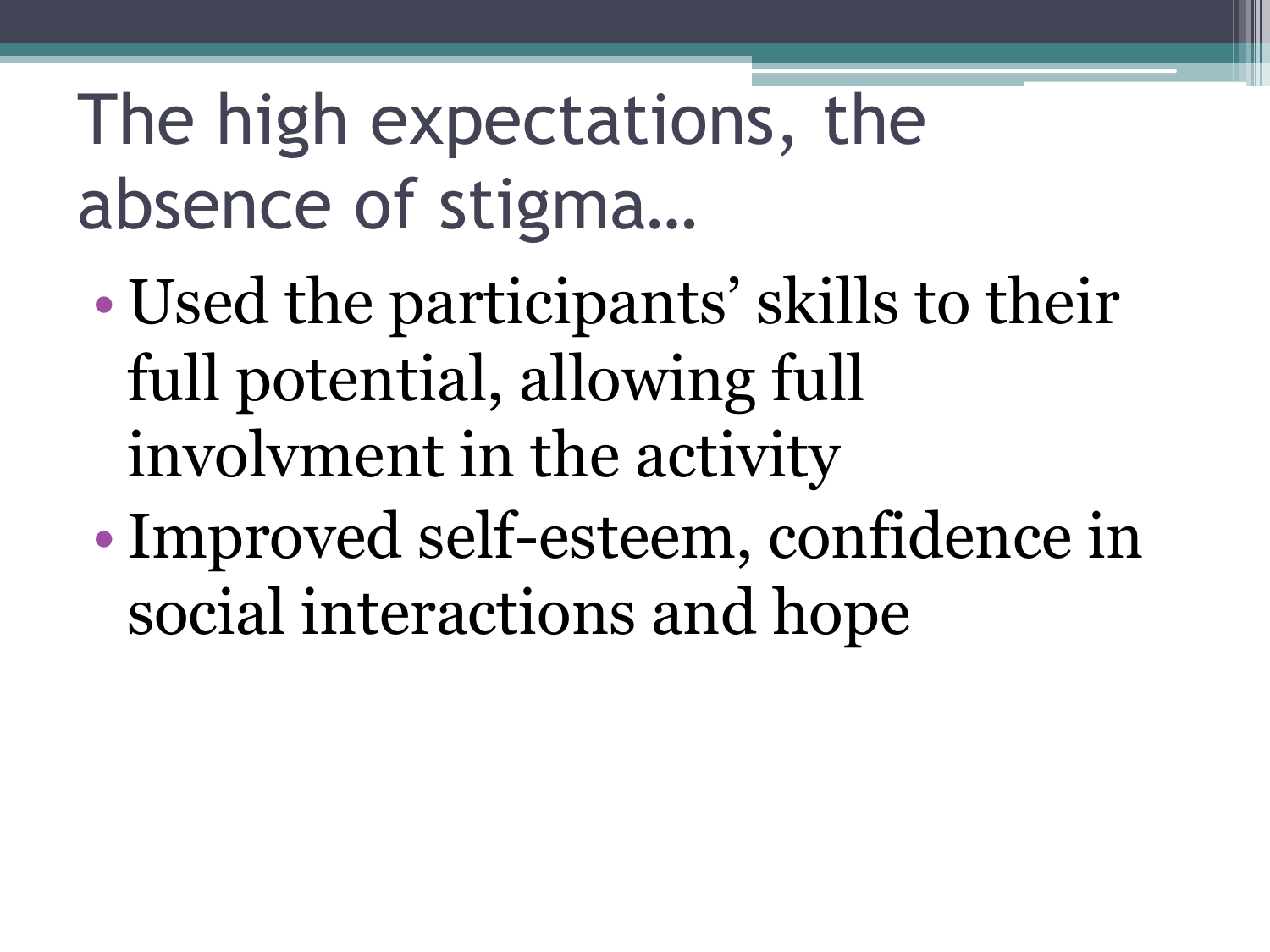# The high expectations, the absence of stigma…

- Used the participants' skills to their full potential, allowing full involvment in the activity
- Improved self-esteem, confidence in social interactions and hope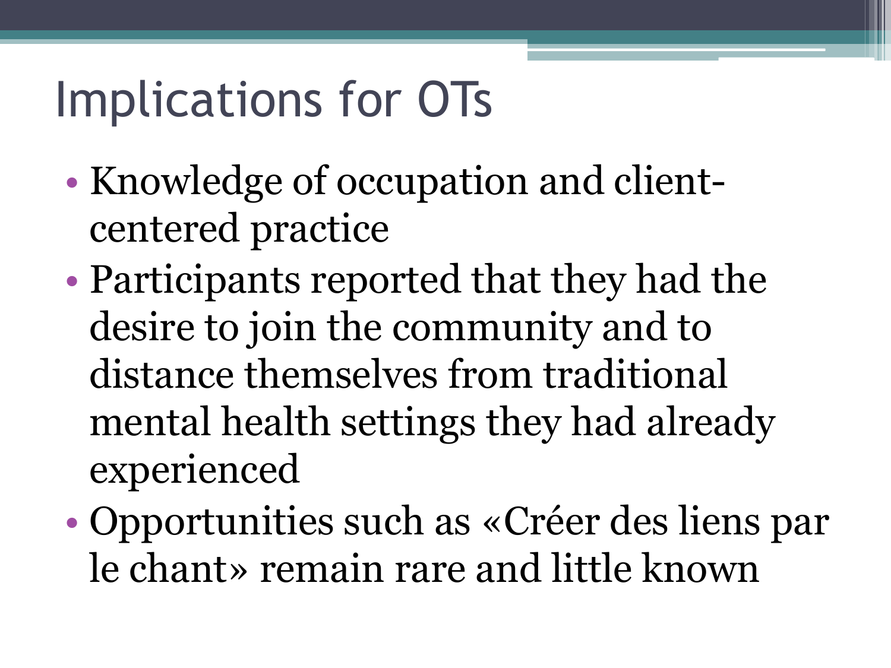# Implications for OTs

- Knowledge of occupation and client-centered practice
- Participants reported that they had the desire to join the community and to distance themselves from traditional mental health settings they had already experienced
- Opportunities such as «Créer des liens par le chant» remain rare and little known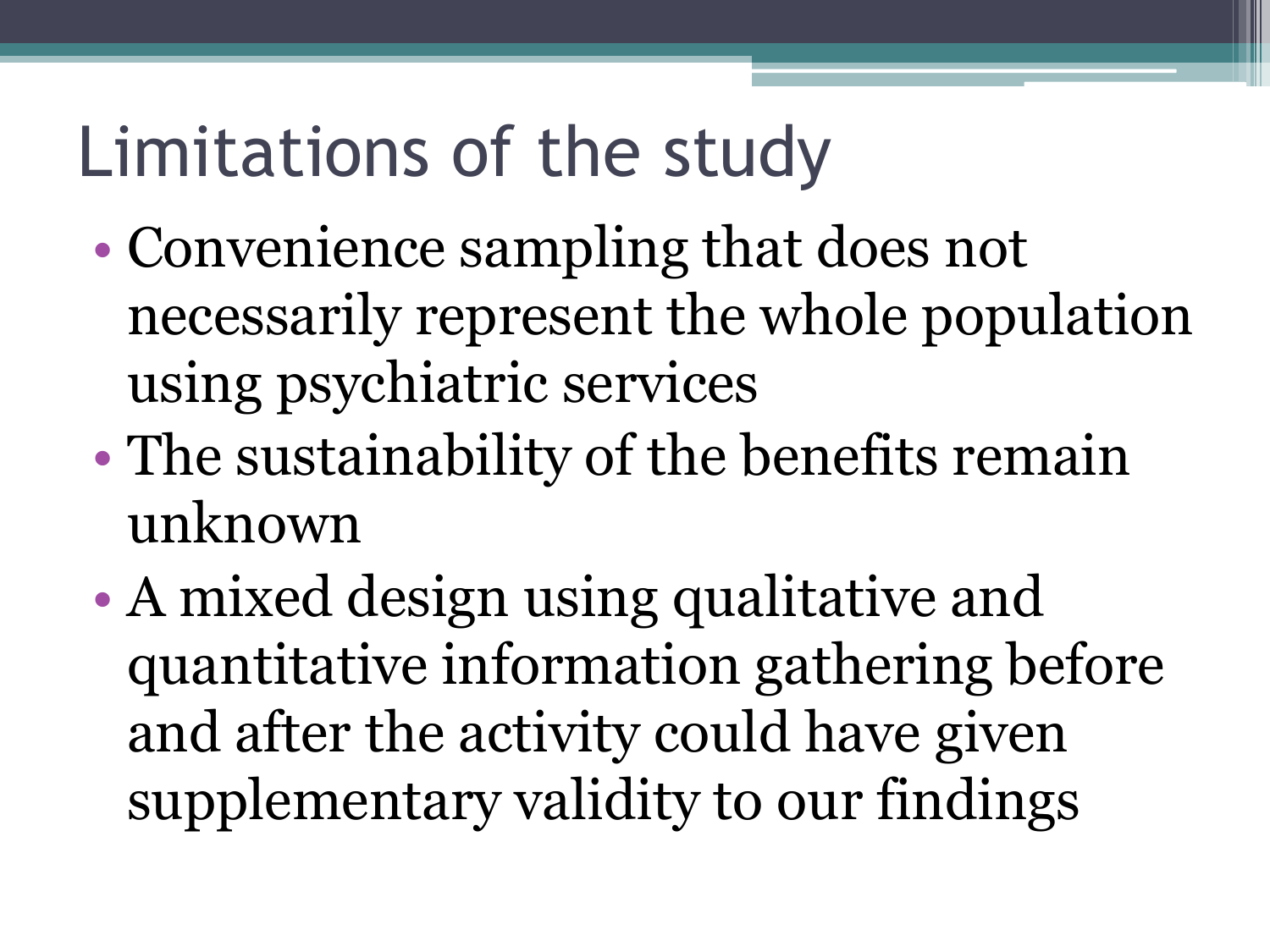# Limitations of the study

- Convenience sampling that does not necessarily represent the whole population using psychiatric services
- The sustainability of the benefits remain unknown
- A mixed design using qualitative and quantitative information gathering before and after the activity could have given supplementary validity to our findings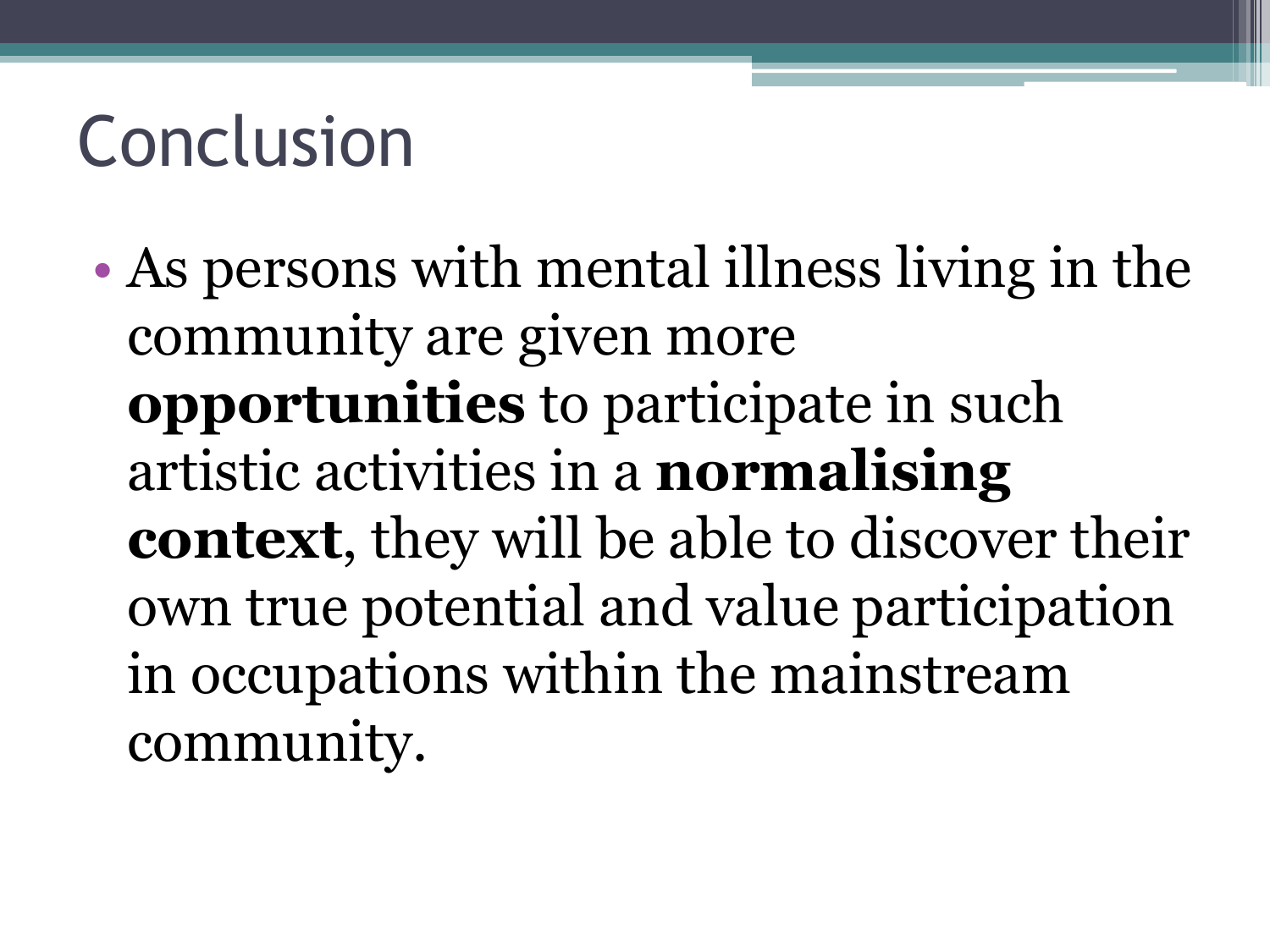# Conclusion

- As persons with mental illness living in the community are given more **opportunities** to participate in such artistic activities in a **normalising context**, they will be able to discover their own true potential and value participation in occupations within the mainstream community.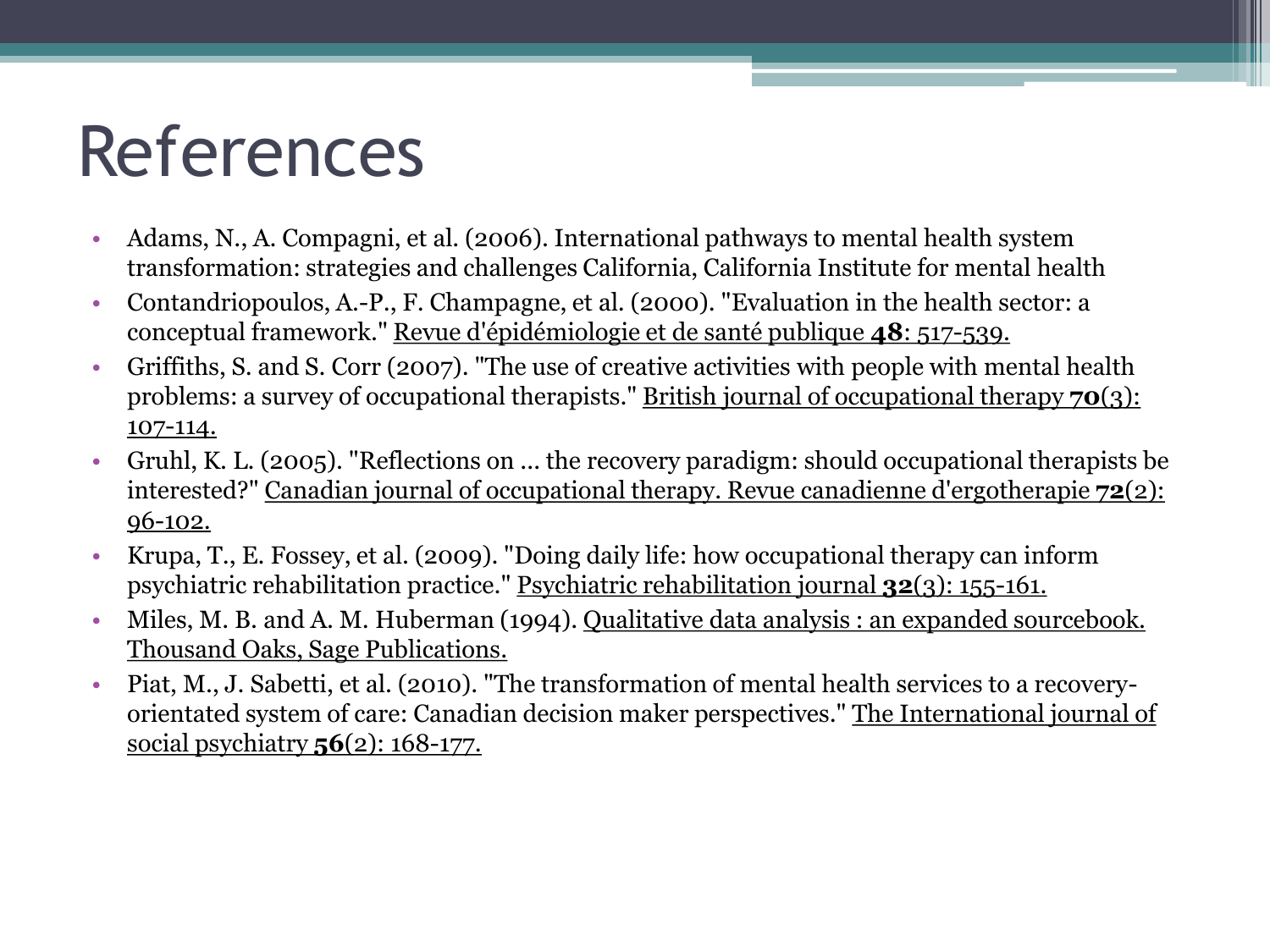# References

- Adams, N., A. Compagni, et al. (2006). International pathways to mental health system transformation: strategies and challenges California, California Institute for mental health
- Contandriopoulos, A.-P., F. Champagne, et al. (2000). "Evaluation in the health sector: a conceptual framework." Revue d'épidémiologie et de santé publique **48**: 517-539.
- Griffiths, S. and S. Corr (2007). "The use of creative activities with people with mental health problems: a survey of occupational therapists." British journal of occupational therapy **70**(3): 107-114.
- Gruhl, K. L. (2005). "Reflections on ... the recovery paradigm: should occupational therapists be interested?" Canadian journal of occupational therapy. Revue canadienne d'ergotherapie **72**(2): 96-102.
- Krupa, T., E. Fossey, et al. (2009). "Doing daily life: how occupational therapy can inform psychiatric rehabilitation practice." Psychiatric rehabilitation journal **32**(3): 155-161.
- Miles, M. B. and A. M. Huberman (1994). Qualitative data analysis : an expanded sourcebook. Thousand Oaks, Sage Publications.
- Piat, M., J. Sabetti, et al. (2010). "The transformation of mental health services to a recovery-orientated system of care: Canadian decision maker perspectives." The International journal of social psychiatry **56**(2): 168-177.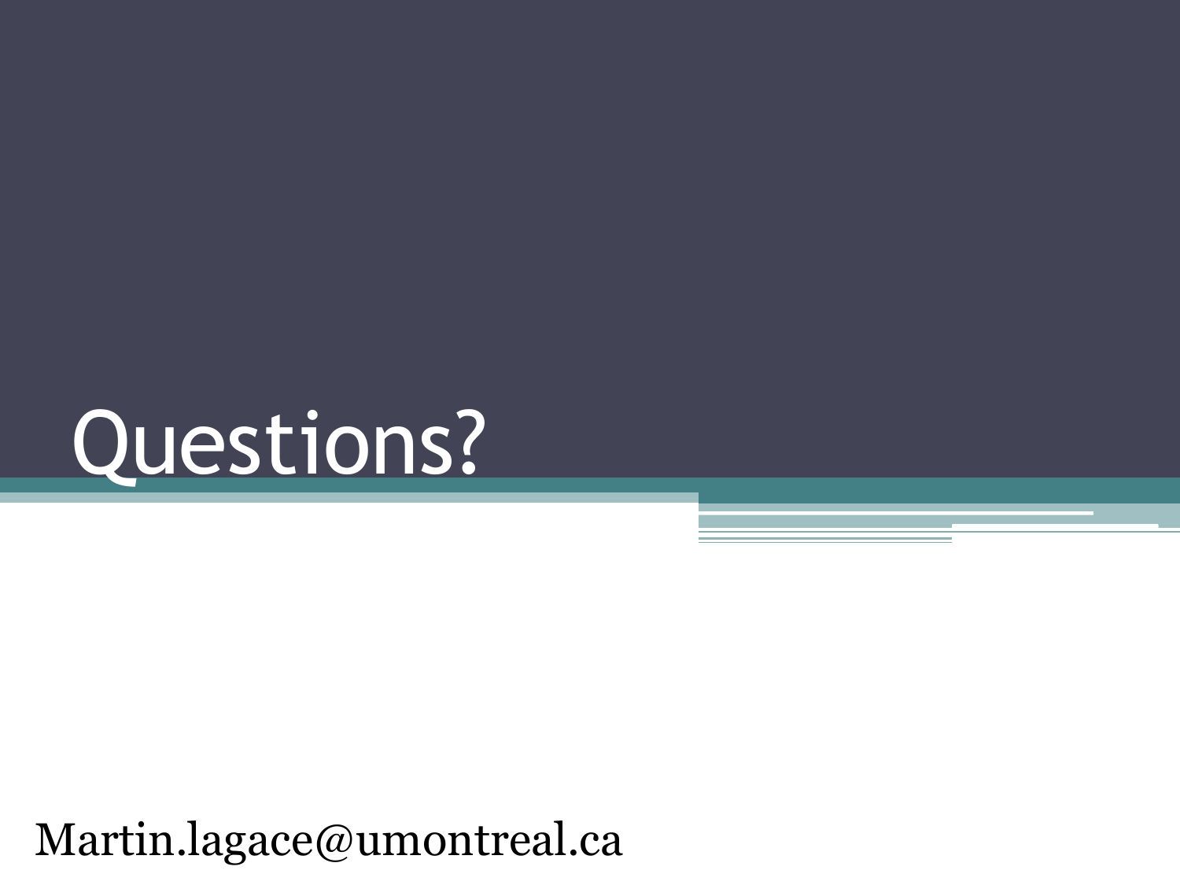# Questions?

Martin.lagace@umontreal.ca